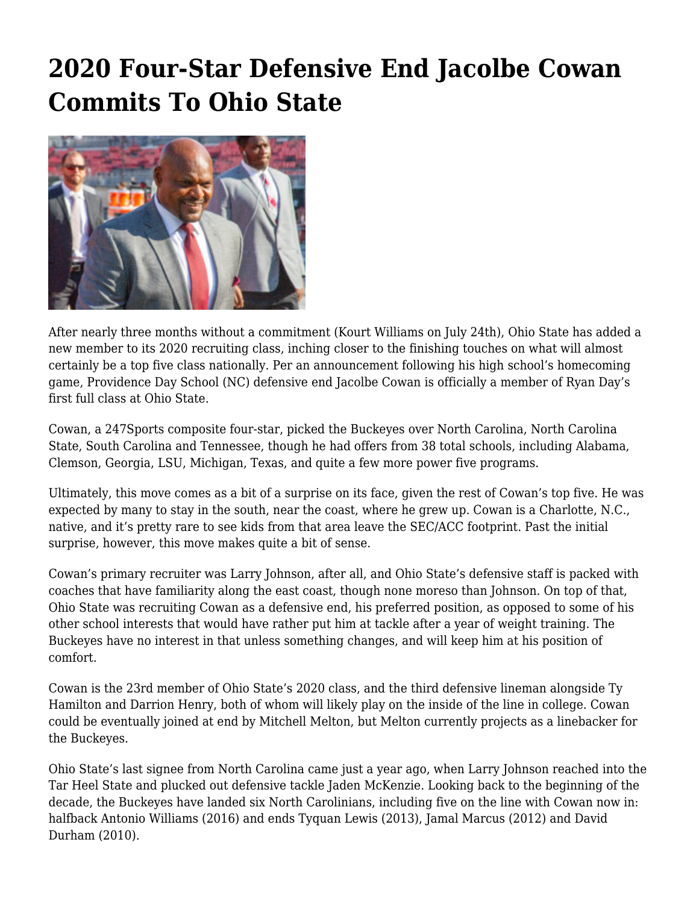# 2020 Four-Star Defensive End Jacolbe Cowan Commits To Ohio State

After nearly three months without a commitment (Kourt Williams on July 24th), Ohio State has added a new member to its 2020 recruiting class, inching closer to the finishing touches on what will almost certainly be a top five class nationally. Per an announcement following his high school's homecoming game, Providence Day School (NC) defensive end Jacolbe Cowan is officially a member of Ryan Day's first full class at Ohio State.

Cowan, a 247Sports composite four-star, picked the Buckeyes over North Carolina, North Carolina State, South Carolina and Tennessee, though he had offers from 38 total schools, including Alabama, Clemson, Georgia, LSU, Michigan, Texas, and quite a few more power five programs.

Ultimately, this move comes as a bit of a surprise on its face, given the rest of Cowan's top five. He was expected by many to stay in the south, near the coast, where he grew up. Cowan is a Charlotte, N.C., native, and it's pretty rare to see kids from that area leave the SEC/ACC footprint. Past the initial surprise, however, this move makes quite a bit of sense.

Cowan's primary recruiter was Larry Johnson, after all, and Ohio State's defensive staff is packed with coaches that have familiarity along the east coast, though none moreso than Johnson. On top of that, Ohio State was recruiting Cowan as a defensive end, his preferred position, as opposed to some of his other school interests that would have rather put him at tackle after a year of weight training. The Buckeyes have no interest in that unless something changes, and will keep him at his position of comfort.

Cowan is the 23rd member of Ohio State's 2020 class, and the third defensive lineman alongside Ty Hamilton and Darrion Henry, both of whom will likely play on the inside of the line in college. Cowan could be eventually joined at end by Mitchell Melton, but Melton currently projects as a linebacker for the Buckeyes.

Ohio State's last signee from North Carolina came just a year ago, when Larry Johnson reached into the Tar Heel State and plucked out defensive tackle Jaden McKenzie. Looking back to the beginning of the decade, the Buckeyes have landed six North Carolinians, including five on the line with Cowan now in: halfback Antonio Williams (2016) and ends Tyquan Lewis (2013), Jamal Marcus (2012) and David Durham (2010).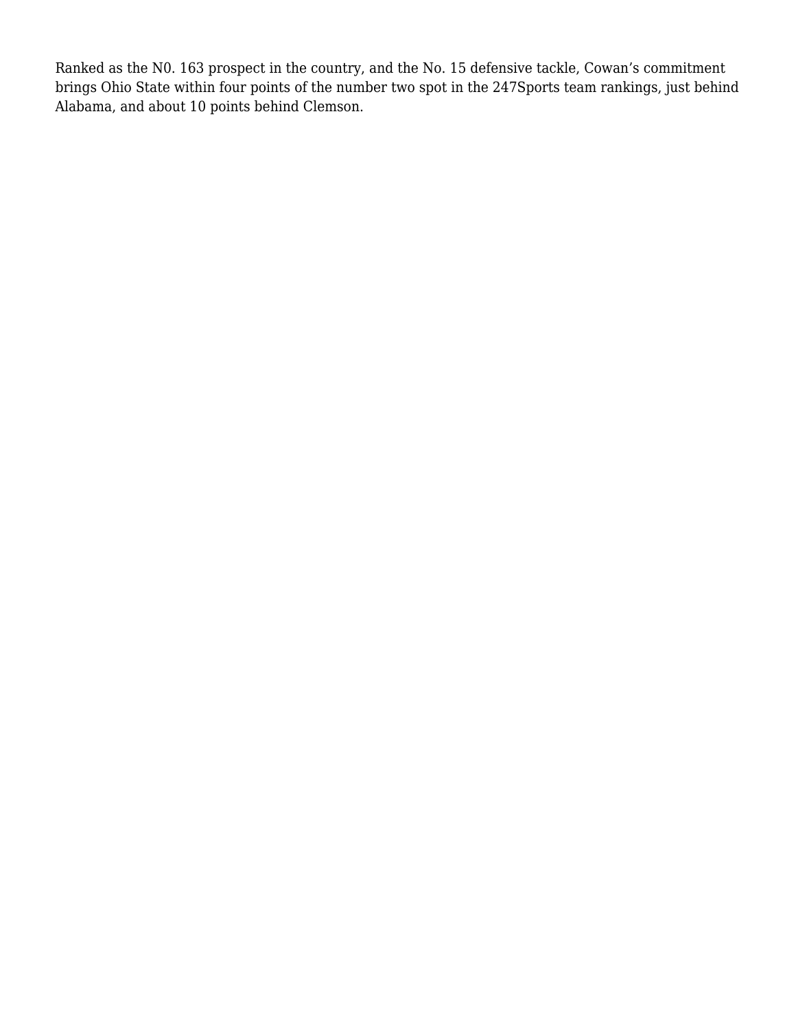Ranked as the N0. 163 prospect in the country, and the No. 15 defensive tackle, Cowan's commitment brings Ohio State within four points of the number two spot in the 247Sports team rankings, just behind Alabama, and about 10 points behind Clemson.